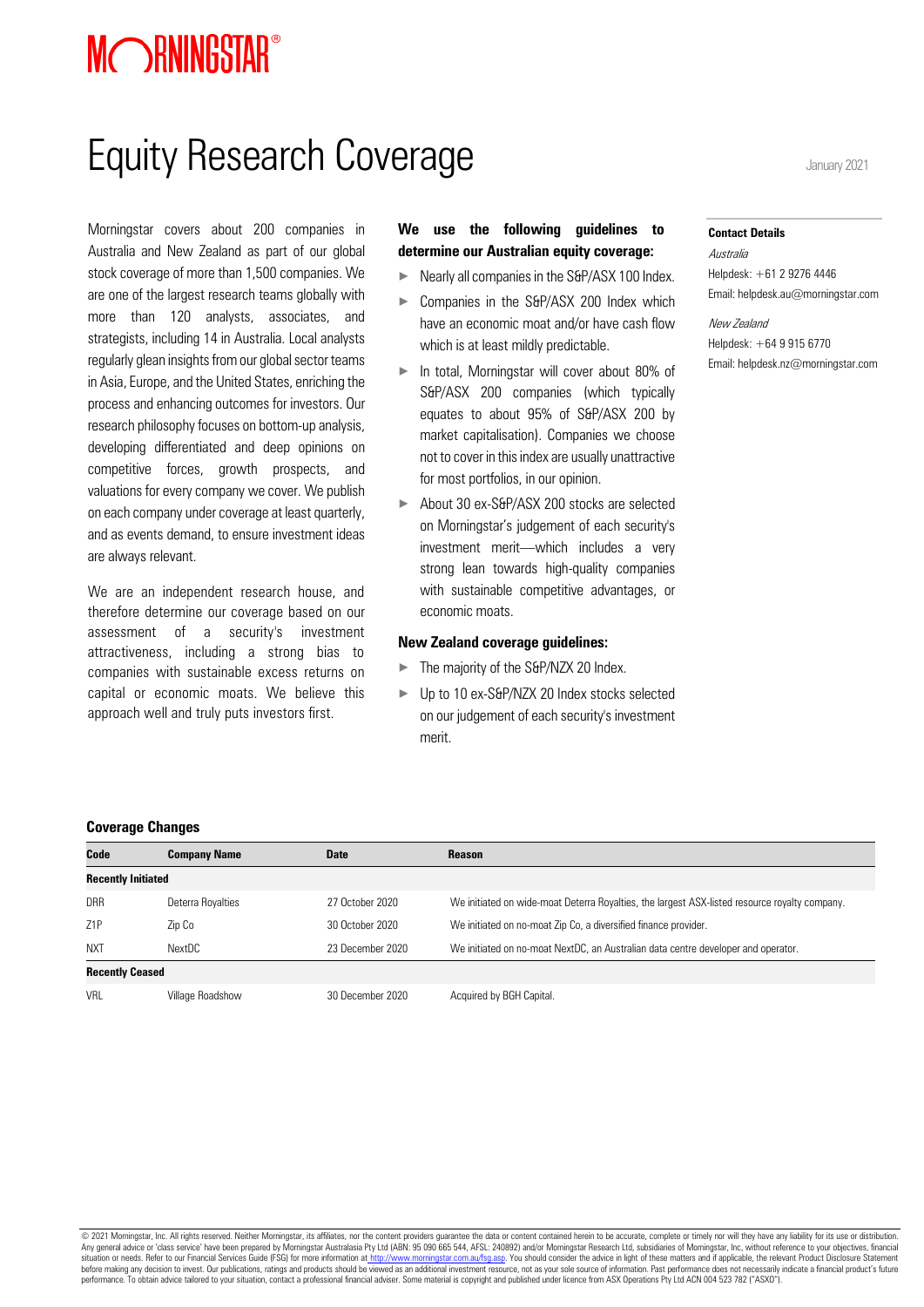MORNINGSTAR®

# Equity Research Coverage

January 2021

Morningstar covers about 200 companies in Australia and New Zealand as part of our global stock coverage of more than 1,500 companies. We are one of the largest research teams globally with more than 120 analysts, associates, and strategists, including 14 in Australia. Local analysts regularly glean insights from our global sector teams in Asia, Europe, and the United States, enriching the process and enhancing outcomes for investors. Our research philosophy focuses on bottom-up analysis, developing differentiated and deep opinions on competitive forces, growth prospects, and valuations for every company we cover. We publish on each company under coverage at least quarterly, and as events demand, to ensure investment ideas are always relevant.

We are an independent research house, and therefore determine our coverage based on our assessment of a security's investment attractiveness, including a strong bias to companies with sustainable excess returns on capital or economic moats. We believe this approach well and truly puts investors first.

**We use the following guidelines to determine our Australian equity coverage:**

- Nearly all companies in the S&P/ASX 100 Index.
- Companies in the S&P/ASX 200 Index which have an economic moat and/or have cash flow which is at least mildly predictable.
- In total, Morningstar will cover about 80% of S&P/ASX 200 companies (which typically equates to about 95% of S&P/ASX 200 by market capitalisation). Companies we choose not to cover in this index are usually unattractive for most portfolios, in our opinion.
- About 30 ex-S&P/ASX 200 stocks are selected on Morningstar's judgement of each security's investment merit—which includes a very strong lean towards high-quality companies with sustainable competitive advantages, or economic moats.

**New Zealand coverage guidelines:**

- The majority of the S&P/NZX 20 Index.
- Up to 10 ex-S&P/NZX 20 Index stocks selected on our judgement of each security's investment merit.

**Contact Details**

*Australia*
Helpdesk: +61 2 9276 4446
Email: helpdesk.au@morningstar.com

*New Zealand*
Helpdesk: +64 9 915 6770
Email: helpdesk.nz@morningstar.com

**Coverage Changes**

| Code | Company Name | Date | Reason |
|---|---|---|---|
| **Recently Initiated** | | | |
| DRR | Deterra Royalties | 27 October 2020 | We initiated on wide-moat Deterra Royalties, the largest ASX-listed resource royalty company. |
| Z1P | Zip Co | 30 October 2020 | We initiated on no-moat Zip Co, a diversified finance provider. |
| NXT | NextDC | 23 December 2020 | We initiated on no-moat NextDC, an Australian data centre developer and operator. |
| **Recently Ceased** | | | |
| VRL | Village Roadshow | 30 December 2020 | Acquired by BGH Capital. |

© 2021 Morningstar, Inc. All rights reserved. Neither Morningstar, its affiliates, nor the content providers guarantee the data or content contained herein to be accurate, complete or timely nor will they have any liability for its use or distribution. Any general advice or 'class service' have been prepared by Morningstar Australasia Pty Ltd (ABN: 95 090 665 544, AFSL: 240892) and/or Morningstar Research Ltd, subsidiaries of Morningstar, Inc, without reference to your objectives, financial situation or needs. Refer to our Financial Services Guide (FSG) for more information at http://www.morningstar.com.au/fsg.asp. You should consider the advice in light of these matters and if applicable, the relevant Product Disclosure Statement before making any decision to invest. Our publications, ratings and products should be viewed as an additional investment resource, not as your sole source of information. Past performance does not necessarily indicate a financial product's future performance. To obtain advice tailored to your situation, contact a professional financial adviser. Some material is copyright and published under licence from ASX Operations Pty Ltd ACN 004 523 782 ("ASXO").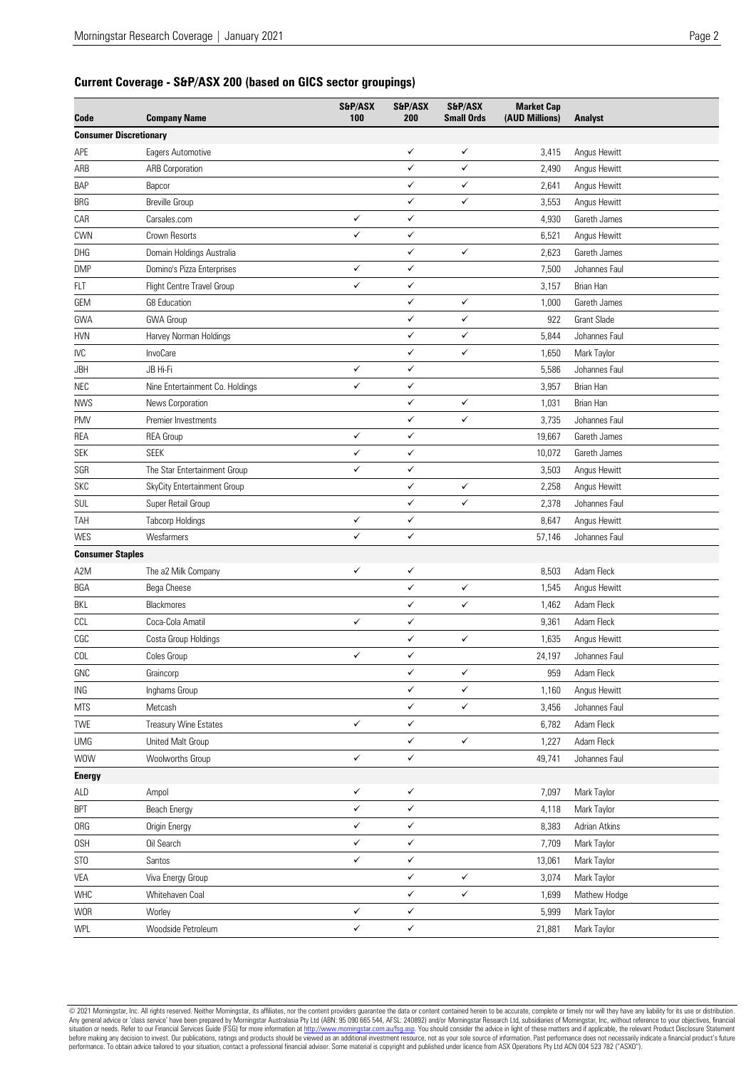## Current Coverage - S&P/ASX 200 (based on GICS sector groupings)

| Code | Company Name | S&P/ASX 100 | S&P/ASX 200 | S&P/ASX Small Ords | Market Cap (AUD Millions) | Analyst |
|---|---|---|---|---|---|---|
| **Consumer Discretionary** | | | | | | |
| APE | Eagers Automotive | | ✓ | ✓ | 3,415 | Angus Hewitt |
| ARB | ARB Corporation | | ✓ | ✓ | 2,490 | Angus Hewitt |
| BAP | Bapcor | | ✓ | ✓ | 2,641 | Angus Hewitt |
| BRG | Breville Group | | ✓ | ✓ | 3,553 | Angus Hewitt |
| CAR | Carsales.com | ✓ | ✓ | | 4,930 | Gareth James |
| CWN | Crown Resorts | ✓ | ✓ | | 6,521 | Angus Hewitt |
| DHG | Domain Holdings Australia | | ✓ | ✓ | 2,623 | Gareth James |
| DMP | Domino's Pizza Enterprises | ✓ | ✓ | | 7,500 | Johannes Faul |
| FLT | Flight Centre Travel Group | ✓ | ✓ | | 3,157 | Brian Han |
| GEM | G8 Education | | ✓ | ✓ | 1,000 | Gareth James |
| GWA | GWA Group | | ✓ | ✓ | 922 | Grant Slade |
| HVN | Harvey Norman Holdings | | ✓ | ✓ | 5,844 | Johannes Faul |
| IVC | InvoCare | | ✓ | ✓ | 1,650 | Mark Taylor |
| JBH | JB Hi-Fi | ✓ | ✓ | | 5,586 | Johannes Faul |
| NEC | Nine Entertainment Co. Holdings | ✓ | ✓ | | 3,957 | Brian Han |
| NWS | News Corporation | | ✓ | ✓ | 1,031 | Brian Han |
| PMV | Premier Investments | | ✓ | ✓ | 3,735 | Johannes Faul |
| REA | REA Group | ✓ | ✓ | | 19,667 | Gareth James |
| SEK | SEEK | ✓ | ✓ | | 10,072 | Gareth James |
| SGR | The Star Entertainment Group | ✓ | ✓ | | 3,503 | Angus Hewitt |
| SKC | SkyCity Entertainment Group | | ✓ | ✓ | 2,258 | Angus Hewitt |
| SUL | Super Retail Group | | ✓ | ✓ | 2,378 | Johannes Faul |
| TAH | Tabcorp Holdings | ✓ | ✓ | | 8,647 | Angus Hewitt |
| WES | Wesfarmers | ✓ | ✓ | | 57,146 | Johannes Faul |
| **Consumer Staples** | | | | | | |
| A2M | The a2 Milk Company | ✓ | ✓ | | 8,503 | Adam Fleck |
| BGA | Bega Cheese | | ✓ | ✓ | 1,545 | Angus Hewitt |
| BKL | Blackmores | | ✓ | ✓ | 1,462 | Adam Fleck |
| CCL | Coca-Cola Amatil | ✓ | ✓ | | 9,361 | Adam Fleck |
| CGC | Costa Group Holdings | | ✓ | ✓ | 1,635 | Angus Hewitt |
| COL | Coles Group | ✓ | ✓ | | 24,197 | Johannes Faul |
| GNC | Graincorp | | ✓ | ✓ | 959 | Adam Fleck |
| ING | Inghams Group | | ✓ | ✓ | 1,160 | Angus Hewitt |
| MTS | Metcash | | ✓ | ✓ | 3,456 | Johannes Faul |
| TWE | Treasury Wine Estates | ✓ | ✓ | | 6,782 | Adam Fleck |
| UMG | United Malt Group | | ✓ | ✓ | 1,227 | Adam Fleck |
| WOW | Woolworths Group | ✓ | ✓ | | 49,741 | Johannes Faul |
| **Energy** | | | | | | |
| ALD | Ampol | ✓ | ✓ | | 7,097 | Mark Taylor |
| BPT | Beach Energy | ✓ | ✓ | | 4,118 | Mark Taylor |
| ORG | Origin Energy | ✓ | ✓ | | 8,383 | Adrian Atkins |
| OSH | Oil Search | ✓ | ✓ | | 7,709 | Mark Taylor |
| STO | Santos | ✓ | ✓ | | 13,061 | Mark Taylor |
| VEA | Viva Energy Group | | ✓ | ✓ | 3,074 | Mark Taylor |
| WHC | Whitehaven Coal | | ✓ | ✓ | 1,699 | Mathew Hodge |
| WOR | Worley | ✓ | ✓ | | 5,999 | Mark Taylor |
| WPL | Woodside Petroleum | ✓ | ✓ | | 21,881 | Mark Taylor |

© 2021 Morningstar, Inc. All rights reserved. Neither Morningstar, its affiliates, nor the content providers guarantee the data or content contained herein to be accurate, complete or timely nor will they have any liability for its use or distribution. Any general advice or 'class service' have been prepared by Morningstar Australasia Pty Ltd (ABN: 95 090 665 544, AFSL: 240892) and/or Morningstar Research Ltd, subsidiaries of Morningstar, Inc, without reference to your objectives, financial situation or needs. Refer to our Financial Services Guide (FSG) for more information at http://www.morningstar.com.au/fsg.asp. You should consider the advice in light of these matters and if applicable, the relevant Product Disclosure Statement before making any decision to invest. Our publications, ratings and products should be viewed as an additional investment resource, not as your sole source of information. Past performance does not necessarily indicate a financial product's future performance. To obtain advice tailored to your situation, contact a professional financial adviser. Some material is copyright and published under licence from ASX Operations Pty Ltd ACN 004 523 782 ("ASXO").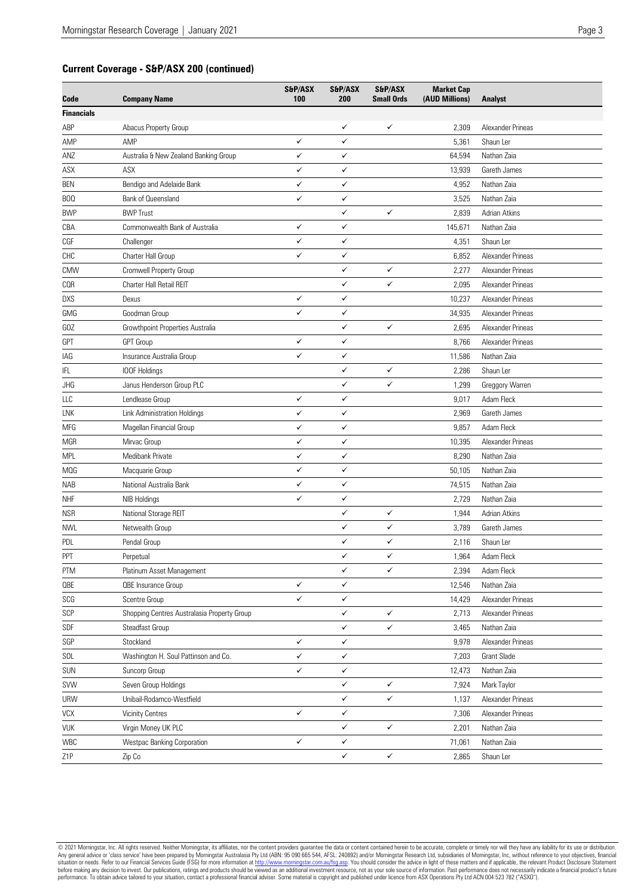## Current Coverage - S&P/ASX 200 (continued)

| Code | Company Name | S&P/ASX 100 | S&P/ASX 200 | S&P/ASX Small Ords | Market Cap (AUD Millions) | Analyst |
|---|---|---|---|---|---|---|
| **Financials** | | | | | | |
| ABP | Abacus Property Group | | ✓ | ✓ | 2,309 | Alexander Prineas |
| AMP | AMP | ✓ | ✓ | | 5,361 | Shaun Ler |
| ANZ | Australia & New Zealand Banking Group | ✓ | ✓ | | 64,594 | Nathan Zaia |
| ASX | ASX | ✓ | ✓ | | 13,939 | Gareth James |
| BEN | Bendigo and Adelaide Bank | ✓ | ✓ | | 4,952 | Nathan Zaia |
| BOQ | Bank of Queensland | ✓ | ✓ | | 3,525 | Nathan Zaia |
| BWP | BWP Trust | | ✓ | ✓ | 2,839 | Adrian Atkins |
| CBA | Commonwealth Bank of Australia | ✓ | ✓ | | 145,671 | Nathan Zaia |
| CGF | Challenger | ✓ | ✓ | | 4,351 | Shaun Ler |
| CHC | Charter Hall Group | ✓ | ✓ | | 6,852 | Alexander Prineas |
| CMW | Cromwell Property Group | | ✓ | ✓ | 2,277 | Alexander Prineas |
| CQR | Charter Hall Retail REIT | | ✓ | ✓ | 2,095 | Alexander Prineas |
| DXS | Dexus | ✓ | ✓ | | 10,237 | Alexander Prineas |
| GMG | Goodman Group | ✓ | ✓ | | 34,935 | Alexander Prineas |
| GOZ | Growthpoint Properties Australia | | ✓ | ✓ | 2,695 | Alexander Prineas |
| GPT | GPT Group | ✓ | ✓ | | 8,766 | Alexander Prineas |
| IAG | Insurance Australia Group | ✓ | ✓ | | 11,586 | Nathan Zaia |
| IFL | IOOF Holdings | | ✓ | ✓ | 2,286 | Shaun Ler |
| JHG | Janus Henderson Group PLC | | ✓ | ✓ | 1,299 | Greggory Warren |
| LLC | Lendlease Group | ✓ | ✓ | | 9,017 | Adam Fleck |
| LNK | Link Administration Holdings | ✓ | ✓ | | 2,969 | Gareth James |
| MFG | Magellan Financial Group | ✓ | ✓ | | 9,857 | Adam Fleck |
| MGR | Mirvac Group | ✓ | ✓ | | 10,395 | Alexander Prineas |
| MPL | Medibank Private | ✓ | ✓ | | 8,290 | Nathan Zaia |
| MQG | Macquarie Group | ✓ | ✓ | | 50,105 | Nathan Zaia |
| NAB | National Australia Bank | ✓ | ✓ | | 74,515 | Nathan Zaia |
| NHF | NIB Holdings | ✓ | ✓ | | 2,729 | Nathan Zaia |
| NSR | National Storage REIT | | ✓ | ✓ | 1,944 | Adrian Atkins |
| NWL | Netwealth Group | | ✓ | ✓ | 3,789 | Gareth James |
| PDL | Pendal Group | | ✓ | ✓ | 2,116 | Shaun Ler |
| PPT | Perpetual | | ✓ | ✓ | 1,964 | Adam Fleck |
| PTM | Platinum Asset Management | | ✓ | ✓ | 2,394 | Adam Fleck |
| QBE | QBE Insurance Group | ✓ | ✓ | | 12,546 | Nathan Zaia |
| SCG | Scentre Group | ✓ | ✓ | | 14,429 | Alexander Prineas |
| SCP | Shopping Centres Australasia Property Group | | ✓ | ✓ | 2,713 | Alexander Prineas |
| SDF | Steadfast Group | | ✓ | ✓ | 3,465 | Nathan Zaia |
| SGP | Stockland | ✓ | ✓ | | 9,978 | Alexander Prineas |
| SOL | Washington H. Soul Pattinson and Co. | ✓ | ✓ | | 7,203 | Grant Slade |
| SUN | Suncorp Group | ✓ | ✓ | | 12,473 | Nathan Zaia |
| SVW | Seven Group Holdings | | ✓ | ✓ | 7,924 | Mark Taylor |
| URW | Unibail-Rodamco-Westfield | | ✓ | ✓ | 1,137 | Alexander Prineas |
| VCX | Vicinity Centres | ✓ | ✓ | | 7,306 | Alexander Prineas |
| VUK | Virgin Money UK PLC | | ✓ | ✓ | 2,201 | Nathan Zaia |
| WBC | Westpac Banking Corporation | ✓ | ✓ | | 71,061 | Nathan Zaia |
| Z1P | Zip Co | | ✓ | ✓ | 2,865 | Shaun Ler |

© 2021 Morningstar, Inc. All rights reserved. Neither Morningstar, its affiliates, nor the content providers guarantee the data or content contained herein to be accurate, complete or timely nor will they have any liability for its use or distribution. Any general advice or 'class service' have been prepared by Morningstar Australasia Pty Ltd (ABN: 95 090 665 544, AFSL: 240892) and/or Morningstar Research Ltd, subsidiaries of Morningstar, Inc, without reference to your objectives, financial situation or needs. Refer to our Financial Services Guide (FSG) for more information at http://www.morningstar.com.au/fsg.asp. You should consider the advice in light of these matters and if applicable, the relevant Product Disclosure Statement before making any decision to invest. Our publications, ratings and products should be viewed as an additional investment resource, not as your sole source of information. Past performance does not necessarily indicate a financial product's future performance. To obtain advice tailored to your situation, contact a professional financial adviser. Some material is copyright and published under licence from ASX Operations Pty Ltd ACN 004 523 782 ("ASXO").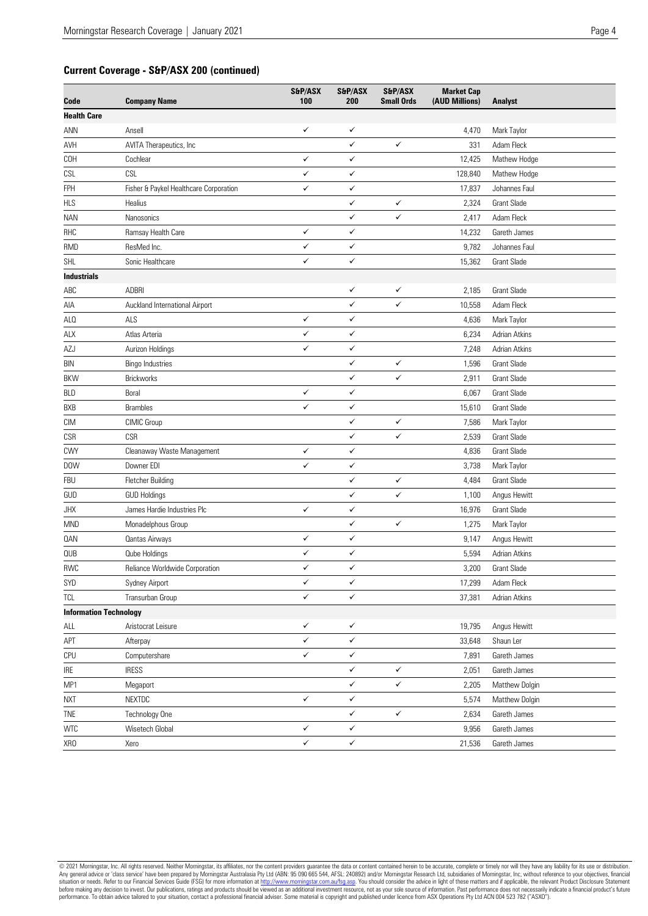## Current Coverage - S&P/ASX 200 (continued)

| Code | Company Name | S&P/ASX 100 | S&P/ASX 200 | S&P/ASX Small Ords | Market Cap (AUD Millions) | Analyst |
|---|---|---|---|---|---|---|
| **Health Care** | | | | | | |
| ANN | Ansell | ✓ | ✓ | | 4,470 | Mark Taylor |
| AVH | AVITA Therapeutics, Inc | | ✓ | ✓ | 331 | Adam Fleck |
| COH | Cochlear | ✓ | ✓ | | 12,425 | Mathew Hodge |
| CSL | CSL | ✓ | ✓ | | 128,840 | Mathew Hodge |
| FPH | Fisher & Paykel Healthcare Corporation | ✓ | ✓ | | 17,837 | Johannes Faul |
| HLS | Healius | | ✓ | ✓ | 2,324 | Grant Slade |
| NAN | Nanosonics | | ✓ | ✓ | 2,417 | Adam Fleck |
| RHC | Ramsay Health Care | ✓ | ✓ | | 14,232 | Gareth James |
| RMD | ResMed Inc. | ✓ | ✓ | | 9,782 | Johannes Faul |
| SHL | Sonic Healthcare | ✓ | ✓ | | 15,362 | Grant Slade |
| **Industrials** | | | | | | |
| ABC | ADBRI | | ✓ | ✓ | 2,185 | Grant Slade |
| AIA | Auckland International Airport | | ✓ | ✓ | 10,558 | Adam Fleck |
| ALQ | ALS | ✓ | ✓ | | 4,636 | Mark Taylor |
| ALX | Atlas Arteria | ✓ | ✓ | | 6,234 | Adrian Atkins |
| AZJ | Aurizon Holdings | ✓ | ✓ | | 7,248 | Adrian Atkins |
| BIN | Bingo Industries | | ✓ | ✓ | 1,596 | Grant Slade |
| BKW | Brickworks | | ✓ | ✓ | 2,911 | Grant Slade |
| BLD | Boral | ✓ | ✓ | | 6,067 | Grant Slade |
| BXB | Brambles | ✓ | ✓ | | 15,610 | Grant Slade |
| CIM | CIMIC Group | | ✓ | ✓ | 7,586 | Mark Taylor |
| CSR | CSR | | ✓ | ✓ | 2,539 | Grant Slade |
| CWY | Cleanaway Waste Management | ✓ | ✓ | | 4,836 | Grant Slade |
| DOW | Downer EDI | ✓ | ✓ | | 3,738 | Mark Taylor |
| FBU | Fletcher Building | | ✓ | ✓ | 4,484 | Grant Slade |
| GUD | GUD Holdings | | ✓ | ✓ | 1,100 | Angus Hewitt |
| JHX | James Hardie Industries Plc | ✓ | ✓ | | 16,976 | Grant Slade |
| MND | Monadelphous Group | | ✓ | ✓ | 1,275 | Mark Taylor |
| QAN | Qantas Airways | ✓ | ✓ | | 9,147 | Angus Hewitt |
| QUB | Qube Holdings | ✓ | ✓ | | 5,594 | Adrian Atkins |
| RWC | Reliance Worldwide Corporation | ✓ | ✓ | | 3,200 | Grant Slade |
| SYD | Sydney Airport | ✓ | ✓ | | 17,299 | Adam Fleck |
| TCL | Transurban Group | ✓ | ✓ | | 37,381 | Adrian Atkins |
| **Information Technology** | | | | | | |
| ALL | Aristocrat Leisure | ✓ | ✓ | | 19,795 | Angus Hewitt |
| APT | Afterpay | ✓ | ✓ | | 33,648 | Shaun Ler |
| CPU | Computershare | ✓ | ✓ | | 7,891 | Gareth James |
| IRE | IRESS | | ✓ | ✓ | 2,051 | Gareth James |
| MP1 | Megaport | | ✓ | ✓ | 2,205 | Matthew Dolgin |
| NXT | NEXTDC | ✓ | ✓ | | 5,574 | Matthew Dolgin |
| TNE | Technology One | | ✓ | ✓ | 2,634 | Gareth James |
| WTC | Wisetech Global | ✓ | ✓ | | 9,956 | Gareth James |
| XRO | Xero | ✓ | ✓ | | 21,536 | Gareth James |

© 2021 Morningstar, Inc. All rights reserved. Neither Morningstar, its affiliates, nor the content providers guarantee the data or content contained herein to be accurate, complete or timely nor will they have any liability for its use or distribution. Any general advice or 'class service' have been prepared by Morningstar Australasia Pty Ltd (ABN: 95 090 665 544, AFSL: 240892) and/or Morningstar Research Ltd, subsidiaries of Morningstar, Inc, without reference to your objectives, financial situation or needs. Refer to our Financial Services Guide (FSG) for more information at http://www.morningstar.com.au/fsg.asp. You should consider the advice in light of these matters and if applicable, the relevant Product Disclosure Statement before making any decision to invest. Our publications, ratings and products should be viewed as an additional investment resource, not as your sole source of information. Past performance does not necessarily indicate a financial product's future performance. To obtain advice tailored to your situation, contact a professional financial adviser. Some material is copyright and published under licence from ASX Operations Pty Ltd ACN 004 523 782 ("ASXO").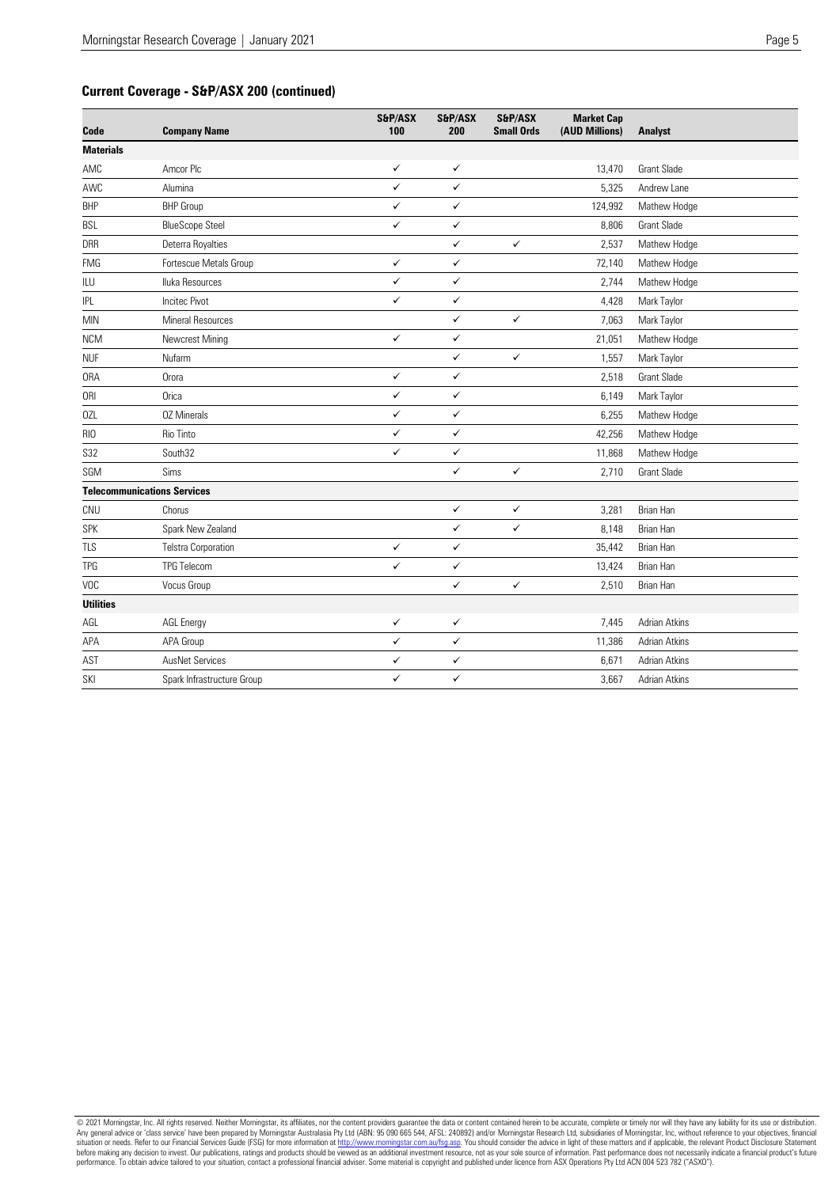## Current Coverage - S&P/ASX 200 (continued)

| Code | Company Name | S&P/ASX 100 | S&P/ASX 200 | S&P/ASX Small Ords | Market Cap (AUD Millions) | Analyst |
|---|---|---|---|---|---|---|
| **Materials** | | | | | | |
| AMC | Amcor Plc | ✓ | ✓ | | 13,470 | Grant Slade |
| AWC | Alumina | ✓ | ✓ | | 5,325 | Andrew Lane |
| BHP | BHP Group | ✓ | ✓ | | 124,992 | Mathew Hodge |
| BSL | BlueScope Steel | ✓ | ✓ | | 8,806 | Grant Slade |
| DRR | Deterra Royalties | | ✓ | ✓ | 2,537 | Mathew Hodge |
| FMG | Fortescue Metals Group | ✓ | ✓ | | 72,140 | Mathew Hodge |
| ILU | Iluka Resources | ✓ | ✓ | | 2,744 | Mathew Hodge |
| IPL | Incitec Pivot | ✓ | ✓ | | 4,428 | Mark Taylor |
| MIN | Mineral Resources | | ✓ | ✓ | 7,063 | Mark Taylor |
| NCM | Newcrest Mining | ✓ | ✓ | | 21,051 | Mathew Hodge |
| NUF | Nufarm | | ✓ | ✓ | 1,557 | Mark Taylor |
| ORA | Orora | ✓ | ✓ | | 2,518 | Grant Slade |
| ORI | Orica | ✓ | ✓ | | 6,149 | Mark Taylor |
| OZL | OZ Minerals | ✓ | ✓ | | 6,255 | Mathew Hodge |
| RIO | Rio Tinto | ✓ | ✓ | | 42,256 | Mathew Hodge |
| S32 | South32 | ✓ | ✓ | | 11,868 | Mathew Hodge |
| SGM | Sims | | ✓ | ✓ | 2,710 | Grant Slade |
| **Telecommunications Services** | | | | | | |
| CNU | Chorus | | ✓ | ✓ | 3,281 | Brian Han |
| SPK | Spark New Zealand | | ✓ | ✓ | 8,148 | Brian Han |
| TLS | Telstra Corporation | ✓ | ✓ | | 35,442 | Brian Han |
| TPG | TPG Telecom | ✓ | ✓ | | 13,424 | Brian Han |
| VOC | Vocus Group | | ✓ | ✓ | 2,510 | Brian Han |
| **Utilities** | | | | | | |
| AGL | AGL Energy | ✓ | ✓ | | 7,445 | Adrian Atkins |
| APA | APA Group | ✓ | ✓ | | 11,386 | Adrian Atkins |
| AST | AusNet Services | ✓ | ✓ | | 6,671 | Adrian Atkins |
| SKI | Spark Infrastructure Group | ✓ | ✓ | | 3,667 | Adrian Atkins |

© 2021 Morningstar, Inc. All rights reserved. Neither Morningstar, its affiliates, nor the content providers guarantee the data or content contained herein to be accurate, complete or timely nor will they have any liability for its use or distribution. Any general advice or 'class service' have been prepared by Morningstar Australasia Pty Ltd (ABN: 95 090 665 544, AFSL: 240892) and/or Morningstar Research Ltd, subsidiaries of Morningstar, Inc, without reference to your objectives, financial situation or needs. Refer to our Financial Services Guide (FSG) for more information at http://www.morningstar.com.au/fsg.asp. You should consider the advice in light of these matters and if applicable, the relevant Product Disclosure Statement before making any decision to invest. Our publications, ratings and products should be viewed as an additional investment resource, not as your sole source of information. Past performance does not necessarily indicate a financial product's future performance. To obtain advice tailored to your situation, contact a professional financial adviser. Some material is copyright and published under licence from ASX Operations Pty Ltd ACN 004 523 782 ("ASXO").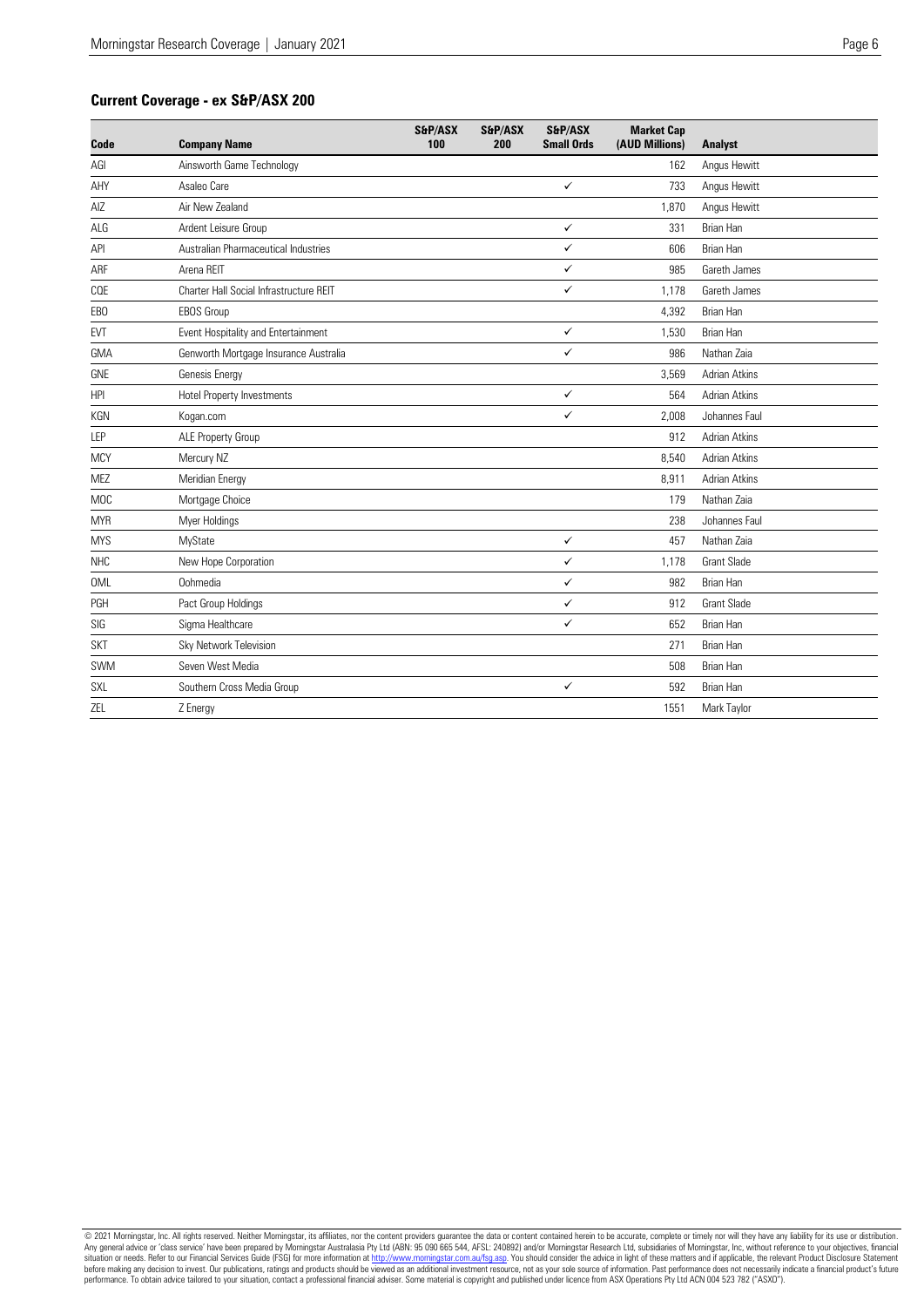## Current Coverage - ex S&P/ASX 200

| Code | Company Name | S&P/ASX 100 | S&P/ASX 200 | S&P/ASX Small Ords | Market Cap (AUD Millions) | Analyst |
|---|---|---|---|---|---|---|
| AGI | Ainsworth Game Technology | | | | 162 | Angus Hewitt |
| AHY | Asaleo Care | | | ✓ | 733 | Angus Hewitt |
| AIZ | Air New Zealand | | | | 1,870 | Angus Hewitt |
| ALG | Ardent Leisure Group | | | ✓ | 331 | Brian Han |
| API | Australian Pharmaceutical Industries | | | ✓ | 606 | Brian Han |
| ARF | Arena REIT | | | ✓ | 985 | Gareth James |
| CQE | Charter Hall Social Infrastructure REIT | | | ✓ | 1,178 | Gareth James |
| EBO | EBOS Group | | | | 4,392 | Brian Han |
| EVT | Event Hospitality and Entertainment | | | ✓ | 1,530 | Brian Han |
| GMA | Genworth Mortgage Insurance Australia | | | ✓ | 986 | Nathan Zaia |
| GNE | Genesis Energy | | | | 3,569 | Adrian Atkins |
| HPI | Hotel Property Investments | | | ✓ | 564 | Adrian Atkins |
| KGN | Kogan.com | | | ✓ | 2,008 | Johannes Faul |
| LEP | ALE Property Group | | | | 912 | Adrian Atkins |
| MCY | Mercury NZ | | | | 8,540 | Adrian Atkins |
| MEZ | Meridian Energy | | | | 8,911 | Adrian Atkins |
| MOC | Mortgage Choice | | | | 179 | Nathan Zaia |
| MYR | Myer Holdings | | | | 238 | Johannes Faul |
| MYS | MyState | | | ✓ | 457 | Nathan Zaia |
| NHC | New Hope Corporation | | | ✓ | 1,178 | Grant Slade |
| OML | Oohmedia | | | ✓ | 982 | Brian Han |
| PGH | Pact Group Holdings | | | ✓ | 912 | Grant Slade |
| SIG | Sigma Healthcare | | | ✓ | 652 | Brian Han |
| SKT | Sky Network Television | | | | 271 | Brian Han |
| SWM | Seven West Media | | | | 508 | Brian Han |
| SXL | Southern Cross Media Group | | | ✓ | 592 | Brian Han |
| ZEL | Z Energy | | | | 1551 | Mark Taylor |

© 2021 Morningstar, Inc. All rights reserved. Neither Morningstar, its affiliates, nor the content providers guarantee the data or content contained herein to be accurate, complete or timely nor will they have any liability for its use or distribution. Any general advice or 'class service' have been prepared by Morningstar Australasia Pty Ltd (ABN: 95 090 665 544, AFSL: 240892) and/or Morningstar Research Ltd, subsidiaries of Morningstar, Inc, without reference to your objectives, financial situation or needs. Refer to our Financial Services Guide (FSG) for more information at http://www.morningstar.com.au/fsg.asp. You should consider the advice in light of these matters and if applicable, the relevant Product Disclosure Statement before making any decision to invest. Our publications, ratings and products should be viewed as an additional investment resource, not as your sole source of information. Past performance does not necessarily indicate a financial product's future performance. To obtain advice tailored to your situation, contact a professional financial adviser. Some material is copyright and published under licence from ASX Operations Pty Ltd ACN 004 523 782 ("ASXO").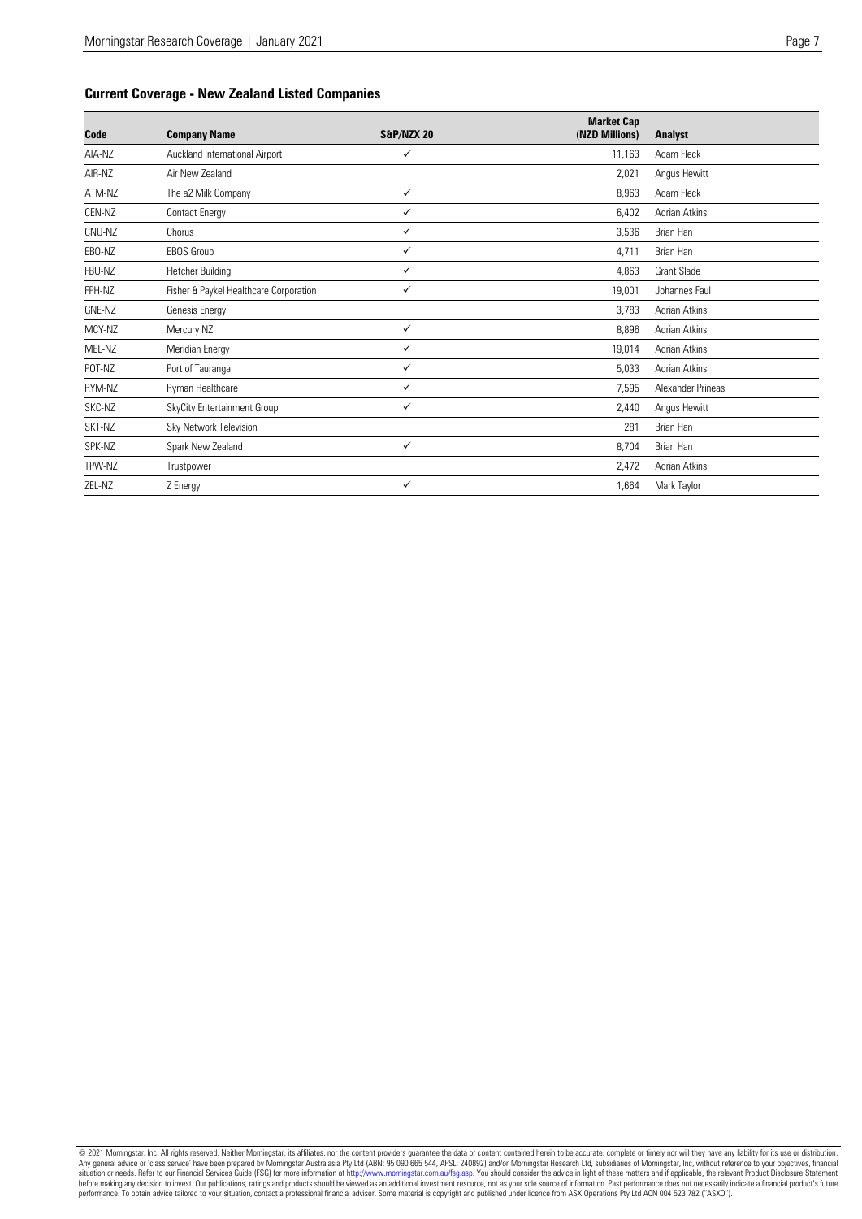## Current Coverage - New Zealand Listed Companies

| Code | Company Name | S&P/NZX 20 | Market Cap (NZD Millions) | Analyst |
|---|---|---|---|---|
| AIA-NZ | Auckland International Airport | ✓ | 11,163 | Adam Fleck |
| AIR-NZ | Air New Zealand | | 2,021 | Angus Hewitt |
| ATM-NZ | The a2 Milk Company | ✓ | 8,963 | Adam Fleck |
| CEN-NZ | Contact Energy | ✓ | 6,402 | Adrian Atkins |
| CNU-NZ | Chorus | ✓ | 3,536 | Brian Han |
| EBO-NZ | EBOS Group | ✓ | 4,711 | Brian Han |
| FBU-NZ | Fletcher Building | ✓ | 4,863 | Grant Slade |
| FPH-NZ | Fisher & Paykel Healthcare Corporation | ✓ | 19,001 | Johannes Faul |
| GNE-NZ | Genesis Energy | | 3,783 | Adrian Atkins |
| MCY-NZ | Mercury NZ | ✓ | 8,896 | Adrian Atkins |
| MEL-NZ | Meridian Energy | ✓ | 19,014 | Adrian Atkins |
| POT-NZ | Port of Tauranga | ✓ | 5,033 | Adrian Atkins |
| RYM-NZ | Ryman Healthcare | ✓ | 7,595 | Alexander Prineas |
| SKC-NZ | SkyCity Entertainment Group | ✓ | 2,440 | Angus Hewitt |
| SKT-NZ | Sky Network Television | | 281 | Brian Han |
| SPK-NZ | Spark New Zealand | ✓ | 8,704 | Brian Han |
| TPW-NZ | Trustpower | | 2,472 | Adrian Atkins |
| ZEL-NZ | Z Energy | ✓ | 1,664 | Mark Taylor |

© 2021 Morningstar, Inc. All rights reserved. Neither Morningstar, its affiliates, nor the content providers guarantee the data or content contained herein to be accurate, complete or timely nor will they have any liability for its use or distribution. Any general advice or 'class service' have been prepared by Morningstar Australasia Pty Ltd (ABN: 95 090 665 544, AFSL: 240892) and/or Morningstar Research Ltd, subsidiaries of Morningstar, Inc, without reference to your objectives, financial situation or needs. Refer to our Financial Services Guide (FSG) for more information at http://www.morningstar.com.au/fsg.asp. You should consider the advice in light of these matters and if applicable, the relevant Product Disclosure Statement before making any decision to invest. Our publications, ratings and products should be viewed as an additional investment resource, not as your sole source of information. Past performance does not necessarily indicate a financial product's future performance. To obtain advice tailored to your situation, contact a professional financial adviser. Some material is copyright and published under licence from ASX Operations Pty Ltd ACN 004 523 782 ("ASXO").